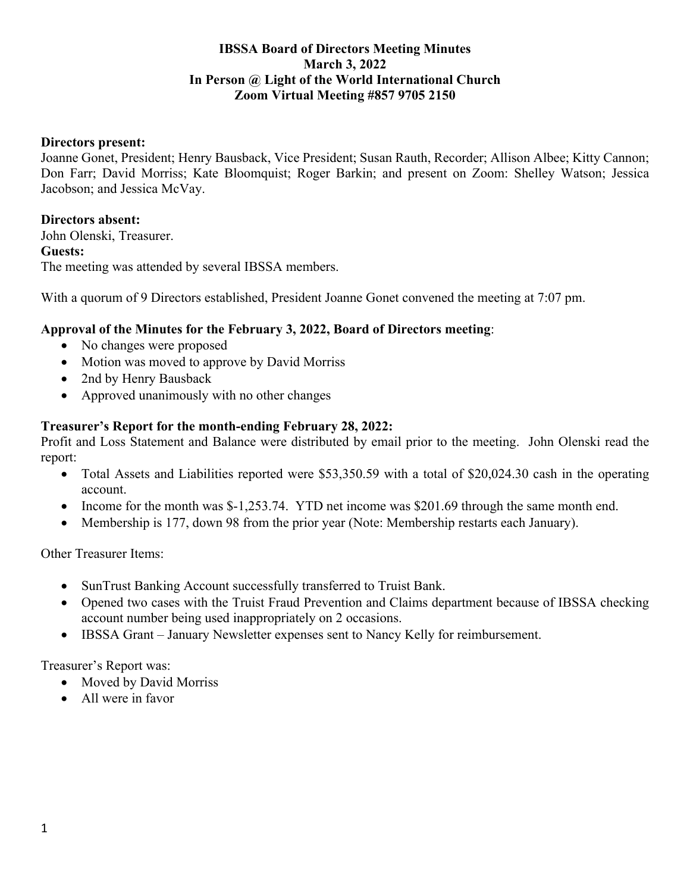# IBSSA Board of Directors Meeting Minutes
## March 3, 2022
## In Person @ Light of the World International Church
## Zoom Virtual Meeting #857 9705 2150

**Directors present:**
Joanne Gonet, President; Henry Bausback, Vice President; Susan Rauth, Recorder; Allison Albee; Kitty Cannon; Don Farr; David Morriss; Kate Bloomquist; Roger Barkin; and present on Zoom: Shelley Watson; Jessica Jacobson; and Jessica McVay.

**Directors absent:**
John Olenski, Treasurer.

**Guests:**
The meeting was attended by several IBSSA members.

With a quorum of 9 Directors established, President Joanne Gonet convened the meeting at 7:07 pm.

**Approval of the Minutes for the February 3, 2022, Board of Directors meeting**:

- No changes were proposed
- Motion was moved to approve by David Morriss
- 2nd by Henry Bausback
- Approved unanimously with no other changes

**Treasurer's Report for the month-ending February 28, 2022:**
Profit and Loss Statement and Balance were distributed by email prior to the meeting. John Olenski read the report:

- Total Assets and Liabilities reported were $53,350.59 with a total of $20,024.30 cash in the operating account.
- Income for the month was $-1,253.74. YTD net income was $201.69 through the same month end.
- Membership is 177, down 98 from the prior year (Note: Membership restarts each January).

Other Treasurer Items:

- SunTrust Banking Account successfully transferred to Truist Bank.
- Opened two cases with the Truist Fraud Prevention and Claims department because of IBSSA checking account number being used inappropriately on 2 occasions.
- IBSSA Grant – January Newsletter expenses sent to Nancy Kelly for reimbursement.

Treasurer's Report was:

- Moved by David Morriss
- All were in favor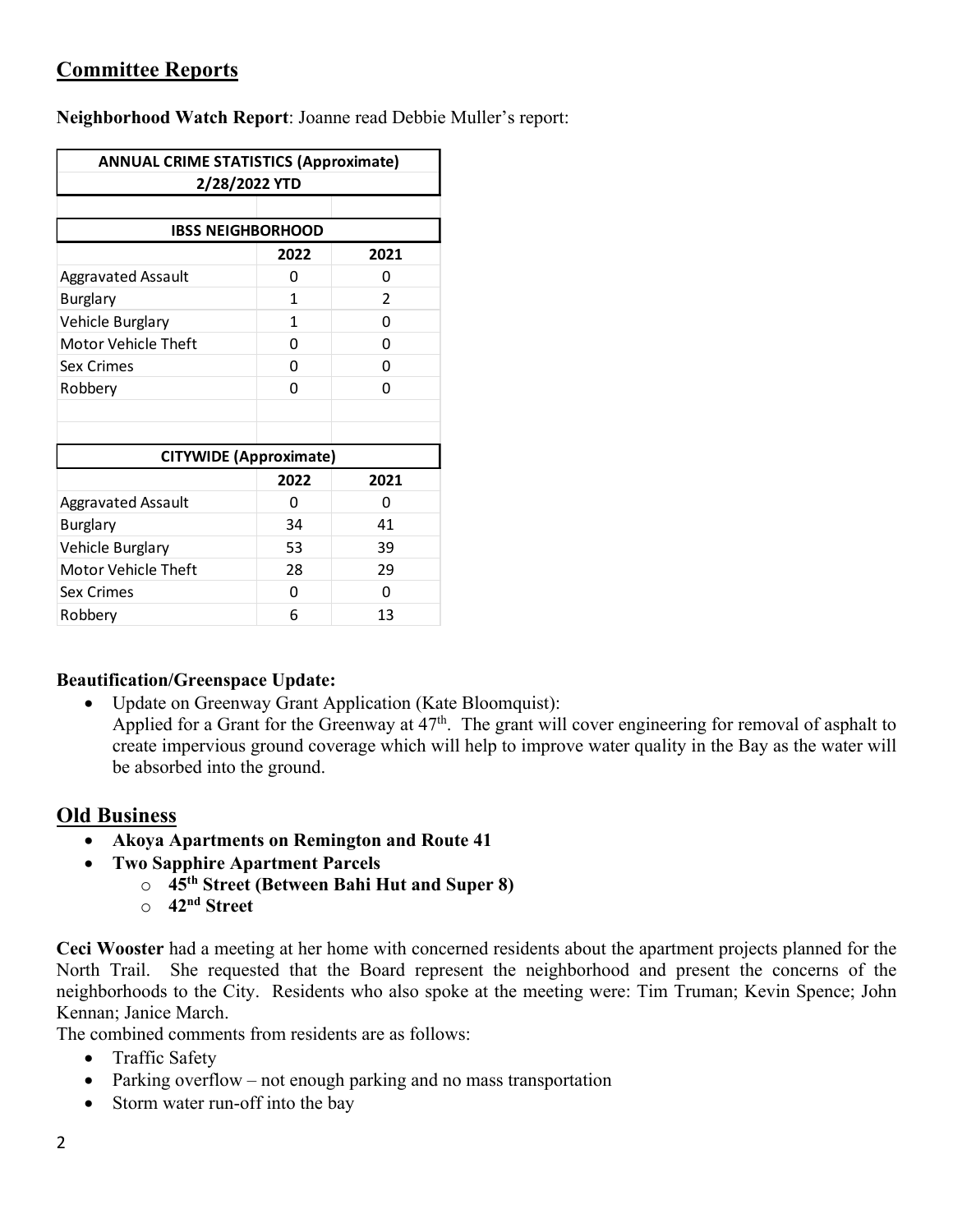## Committee Reports

**Neighborhood Watch Report**: Joanne read Debbie Muller's report:

| ANNUAL CRIME STATISTICS (Approximate) 2/28/2022 YTD | | |
|---|---|---|
| **IBSS NEIGHBORHOOD** | | |
| | **2022** | **2021** |
| Aggravated Assault | 0 | 0 |
| Burglary | 1 | 2 |
| Vehicle Burglary | 1 | 0 |
| Motor Vehicle Theft | 0 | 0 |
| Sex Crimes | 0 | 0 |
| Robbery | 0 | 0 |
| **CITYWIDE (Approximate)** | | |
| | **2022** | **2021** |
| Aggravated Assault | 0 | 0 |
| Burglary | 34 | 41 |
| Vehicle Burglary | 53 | 39 |
| Motor Vehicle Theft | 28 | 29 |
| Sex Crimes | 0 | 0 |
| Robbery | 6 | 13 |

**Beautification/Greenspace Update:**

- Update on Greenway Grant Application (Kate Bloomquist):
  Applied for a Grant for the Greenway at 47th. The grant will cover engineering for removal of asphalt to create impervious ground coverage which will help to improve water quality in the Bay as the water will be absorbed into the ground.

## Old Business

- **Akoya Apartments on Remington and Route 41**
- **Two Sapphire Apartment Parcels**
  - **45th Street (Between Bahi Hut and Super 8)**
  - **42nd Street**

**Ceci Wooster** had a meeting at her home with concerned residents about the apartment projects planned for the North Trail. She requested that the Board represent the neighborhood and present the concerns of the neighborhoods to the City. Residents who also spoke at the meeting were: Tim Truman; Kevin Spence; John Kennan; Janice March.

The combined comments from residents are as follows:

- Traffic Safety
- Parking overflow – not enough parking and no mass transportation
- Storm water run-off into the bay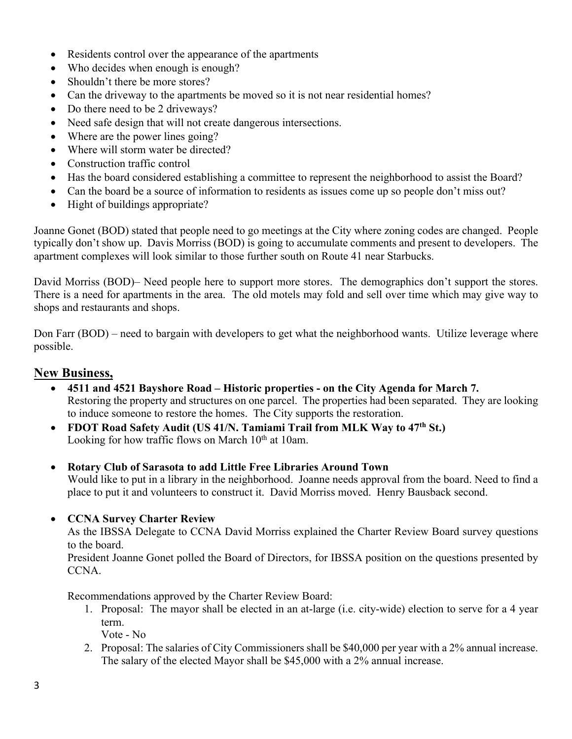- Residents control over the appearance of the apartments
- Who decides when enough is enough?
- Shouldn't there be more stores?
- Can the driveway to the apartments be moved so it is not near residential homes?
- Do there need to be 2 driveways?
- Need safe design that will not create dangerous intersections.
- Where are the power lines going?
- Where will storm water be directed?
- Construction traffic control
- Has the board considered establishing a committee to represent the neighborhood to assist the Board?
- Can the board be a source of information to residents as issues come up so people don't miss out?
- Hight of buildings appropriate?

Joanne Gonet (BOD) stated that people need to go meetings at the City where zoning codes are changed. People typically don't show up. Davis Morriss (BOD) is going to accumulate comments and present to developers. The apartment complexes will look similar to those further south on Route 41 near Starbucks.

David Morriss (BOD)– Need people here to support more stores. The demographics don't support the stores. There is a need for apartments in the area. The old motels may fold and sell over time which may give way to shops and restaurants and shops.

Don Farr (BOD) – need to bargain with developers to get what the neighborhood wants. Utilize leverage where possible.

## New Business,

- **4511 and 4521 Bayshore Road – Historic properties - on the City Agenda for March 7.**
  Restoring the property and structures on one parcel. The properties had been separated. They are looking to induce someone to restore the homes. The City supports the restoration.
- **FDOT Road Safety Audit (US 41/N. Tamiami Trail from MLK Way to 47th St.)**
  Looking for how traffic flows on March 10th at 10am.
- **Rotary Club of Sarasota to add Little Free Libraries Around Town**
  Would like to put in a library in the neighborhood. Joanne needs approval from the board. Need to find a place to put it and volunteers to construct it. David Morriss moved. Henry Bausback second.
- **CCNA Survey Charter Review**
  As the IBSSA Delegate to CCNA David Morriss explained the Charter Review Board survey questions to the board.
  President Joanne Gonet polled the Board of Directors, for IBSSA position on the questions presented by CCNA.

  Recommendations approved by the Charter Review Board:

  1. Proposal: The mayor shall be elected in an at-large (i.e. city-wide) election to serve for a 4 year term.
     Vote - No
  2. Proposal: The salaries of City Commissioners shall be $40,000 per year with a 2% annual increase. The salary of the elected Mayor shall be $45,000 with a 2% annual increase.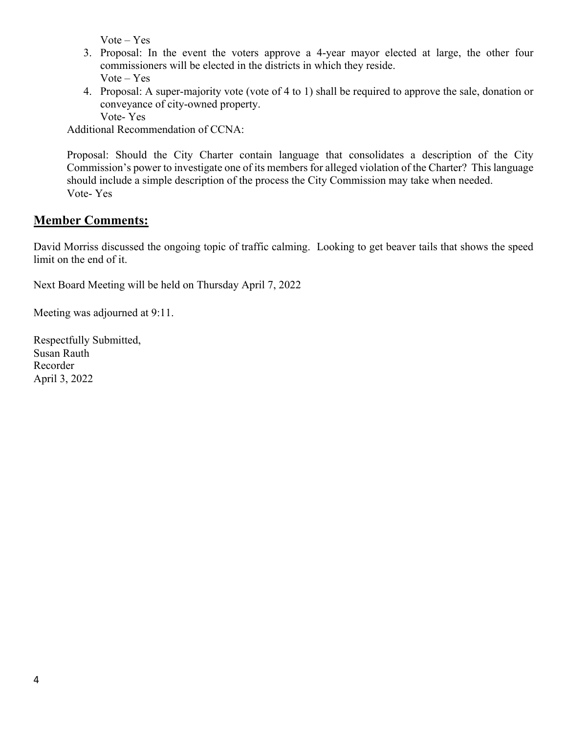Vote – Yes

3. Proposal: In the event the voters approve a 4-year mayor elected at large, the other four commissioners will be elected in the districts in which they reside.
   Vote – Yes
4. Proposal: A super-majority vote (vote of 4 to 1) shall be required to approve the sale, donation or conveyance of city-owned property.
   Vote- Yes

Additional Recommendation of CCNA:

Proposal: Should the City Charter contain language that consolidates a description of the City Commission's power to investigate one of its members for alleged violation of the Charter? This language should include a simple description of the process the City Commission may take when needed.
Vote- Yes

## **Member Comments:**

David Morriss discussed the ongoing topic of traffic calming. Looking to get beaver tails that shows the speed limit on the end of it.

Next Board Meeting will be held on Thursday April 7, 2022

Meeting was adjourned at 9:11.

Respectfully Submitted,
Susan Rauth
Recorder
April 3, 2022